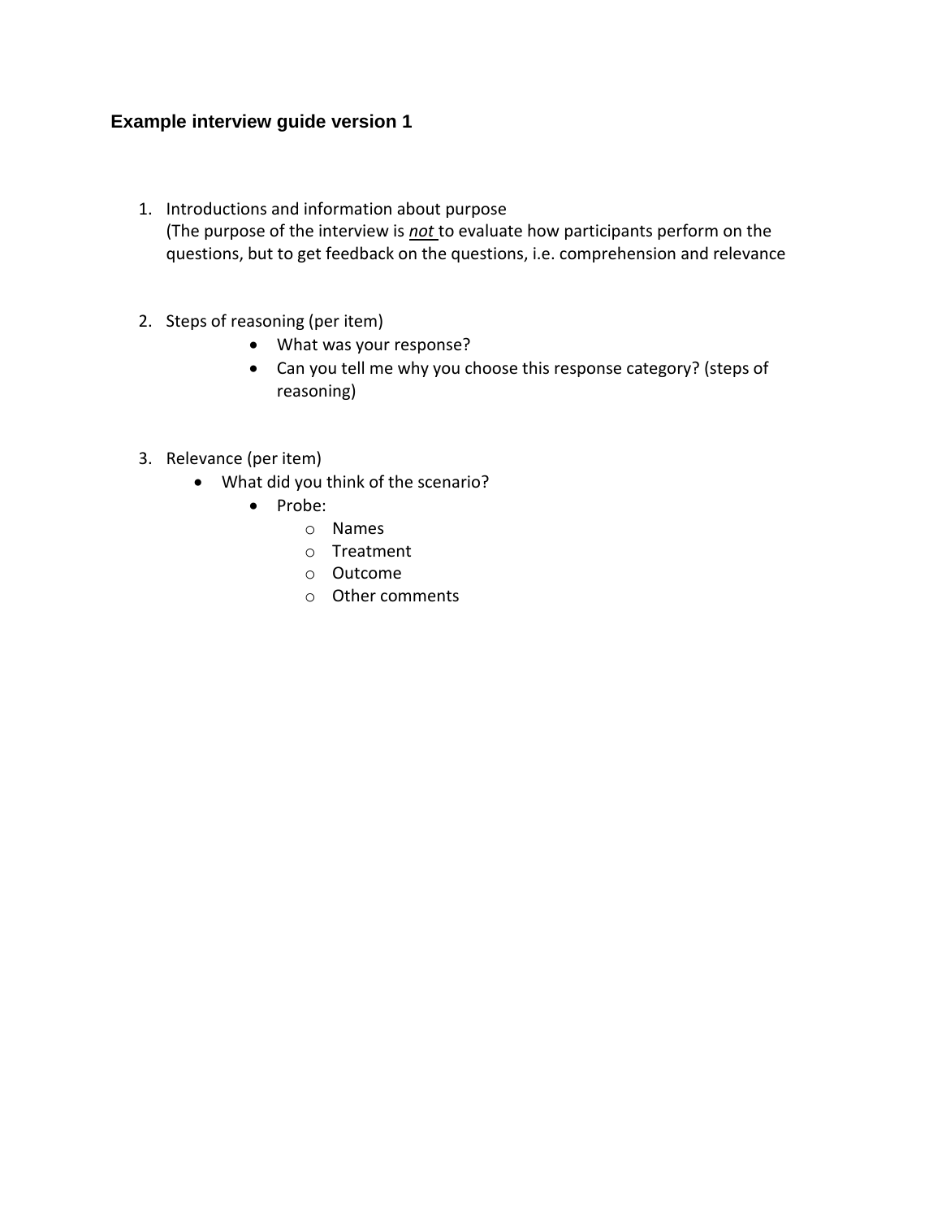## Example interview guide version 1

1. Introductions and information about purpose
   (The purpose of the interview is ***not*** to evaluate how participants perform on the questions, but to get feedback on the questions, i.e. comprehension and relevance

2. Steps of reasoning (per item)
   - What was your response?
   - Can you tell me why you choose this response category? (steps of reasoning)

3. Relevance (per item)
   - What did you think of the scenario?
     - Probe:
       - Names
       - Treatment
       - Outcome
       - Other comments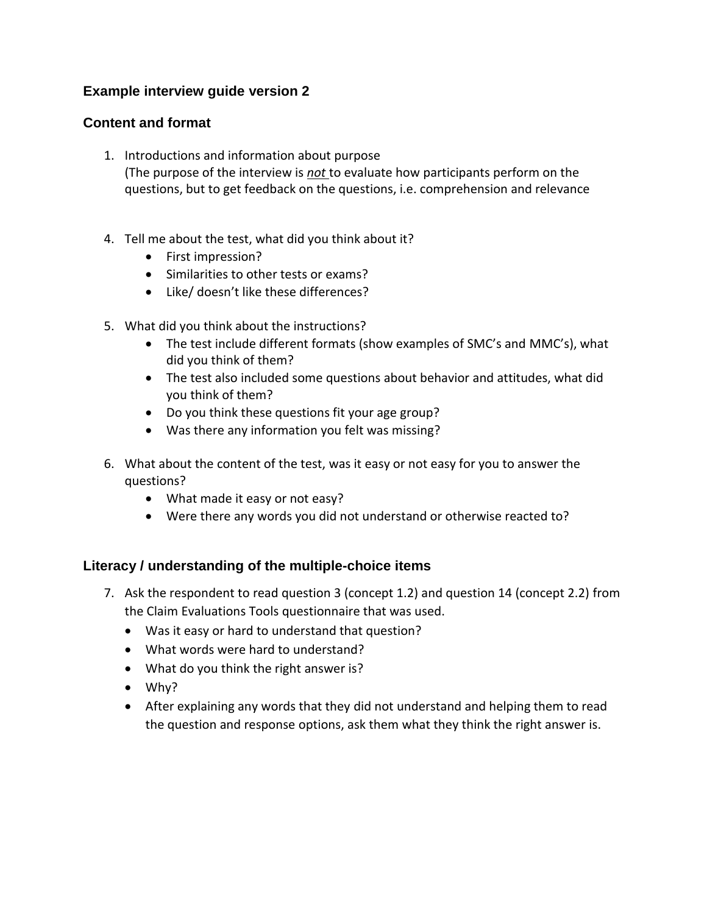### Example interview guide version 2

### Content and format

1. Introductions and information about purpose
   (The purpose of the interview is ***not*** to evaluate how participants perform on the questions, but to get feedback on the questions, i.e. comprehension and relevance

4. Tell me about the test, what did you think about it?
   - First impression?
   - Similarities to other tests or exams?
   - Like/ doesn't like these differences?

5. What did you think about the instructions?
   - The test include different formats (show examples of SMC's and MMC's), what did you think of them?
   - The test also included some questions about behavior and attitudes, what did you think of them?
   - Do you think these questions fit your age group?
   - Was there any information you felt was missing?

6. What about the content of the test, was it easy or not easy for you to answer the questions?
   - What made it easy or not easy?
   - Were there any words you did not understand or otherwise reacted to?

### Literacy / understanding of the multiple-choice items

7. Ask the respondent to read question 3 (concept 1.2) and question 14 (concept 2.2) from the Claim Evaluations Tools questionnaire that was used.
   - Was it easy or hard to understand that question?
   - What words were hard to understand?
   - What do you think the right answer is?
   - Why?
   - After explaining any words that they did not understand and helping them to read the question and response options, ask them what they think the right answer is.